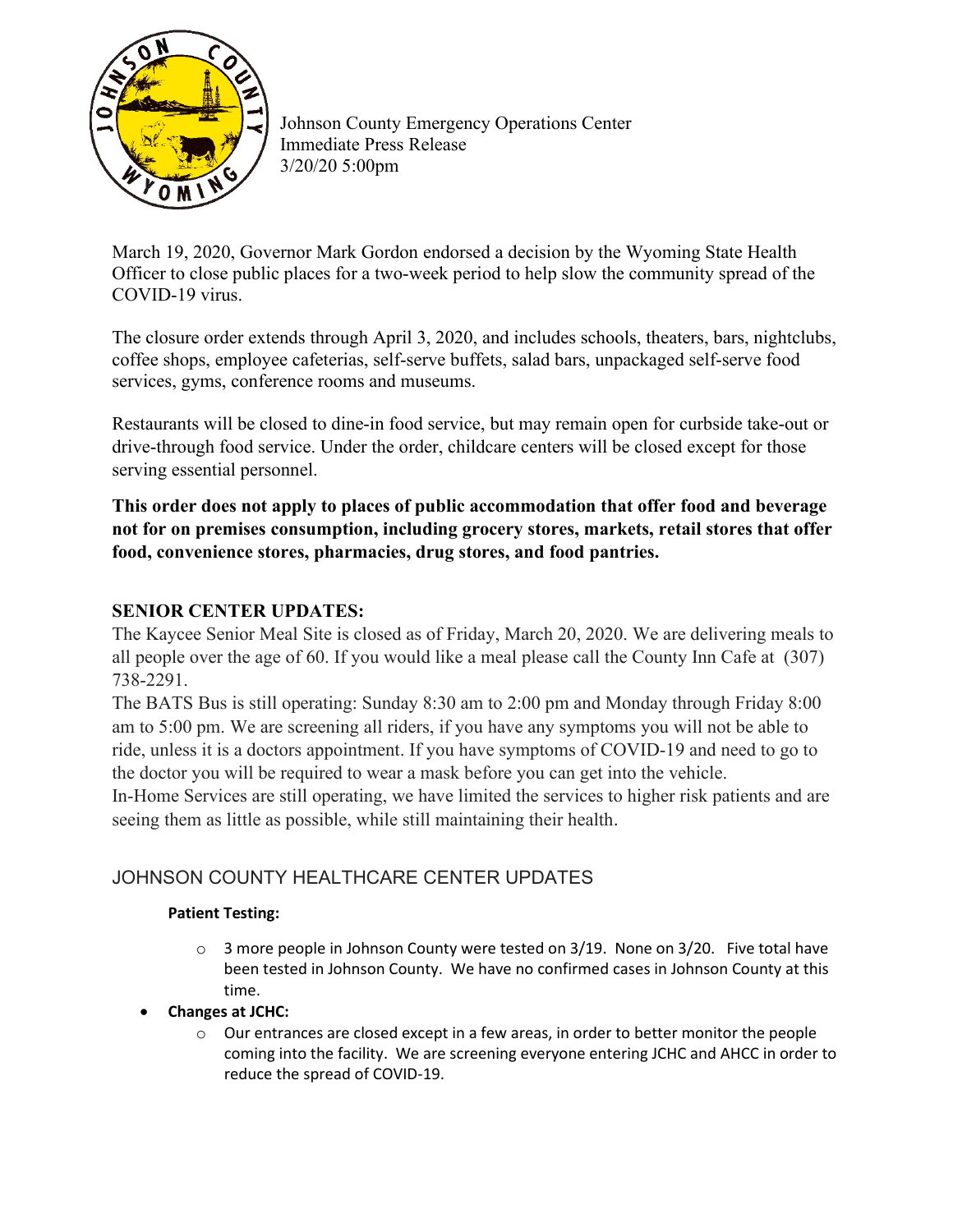Johnson County Emergency Operations Center
Immediate Press Release
3/20/20 5:00pm

March 19, 2020, Governor Mark Gordon endorsed a decision by the Wyoming State Health Officer to close public places for a two-week period to help slow the community spread of the COVID-19 virus.

The closure order extends through April 3, 2020, and includes schools, theaters, bars, nightclubs, coffee shops, employee cafeterias, self-serve buffets, salad bars, unpackaged self-serve food services, gyms, conference rooms and museums.

Restaurants will be closed to dine-in food service, but may remain open for curbside take-out or drive-through food service. Under the order, childcare centers will be closed except for those serving essential personnel.

**This order does not apply to places of public accommodation that offer food and beverage not for on premises consumption, including grocery stores, markets, retail stores that offer food, convenience stores, pharmacies, drug stores, and food pantries.**

## SENIOR CENTER UPDATES:

The Kaycee Senior Meal Site is closed as of Friday, March 20, 2020. We are delivering meals to all people over the age of 60. If you would like a meal please call the County Inn Cafe at (307) 738-2291.

The BATS Bus is still operating: Sunday 8:30 am to 2:00 pm and Monday through Friday 8:00 am to 5:00 pm. We are screening all riders, if you have any symptoms you will not be able to ride, unless it is a doctors appointment. If you have symptoms of COVID-19 and need to go to the doctor you will be required to wear a mask before you can get into the vehicle.

In-Home Services are still operating, we have limited the services to higher risk patients and are seeing them as little as possible, while still maintaining their health.

## JOHNSON COUNTY HEALTHCARE CENTER UPDATES

**Patient Testing:**

- 3 more people in Johnson County were tested on 3/19. None on 3/20. Five total have been tested in Johnson County. We have no confirmed cases in Johnson County at this time.

- **Changes at JCHC:**
  - Our entrances are closed except in a few areas, in order to better monitor the people coming into the facility. We are screening everyone entering JCHC and AHCC in order to reduce the spread of COVID-19.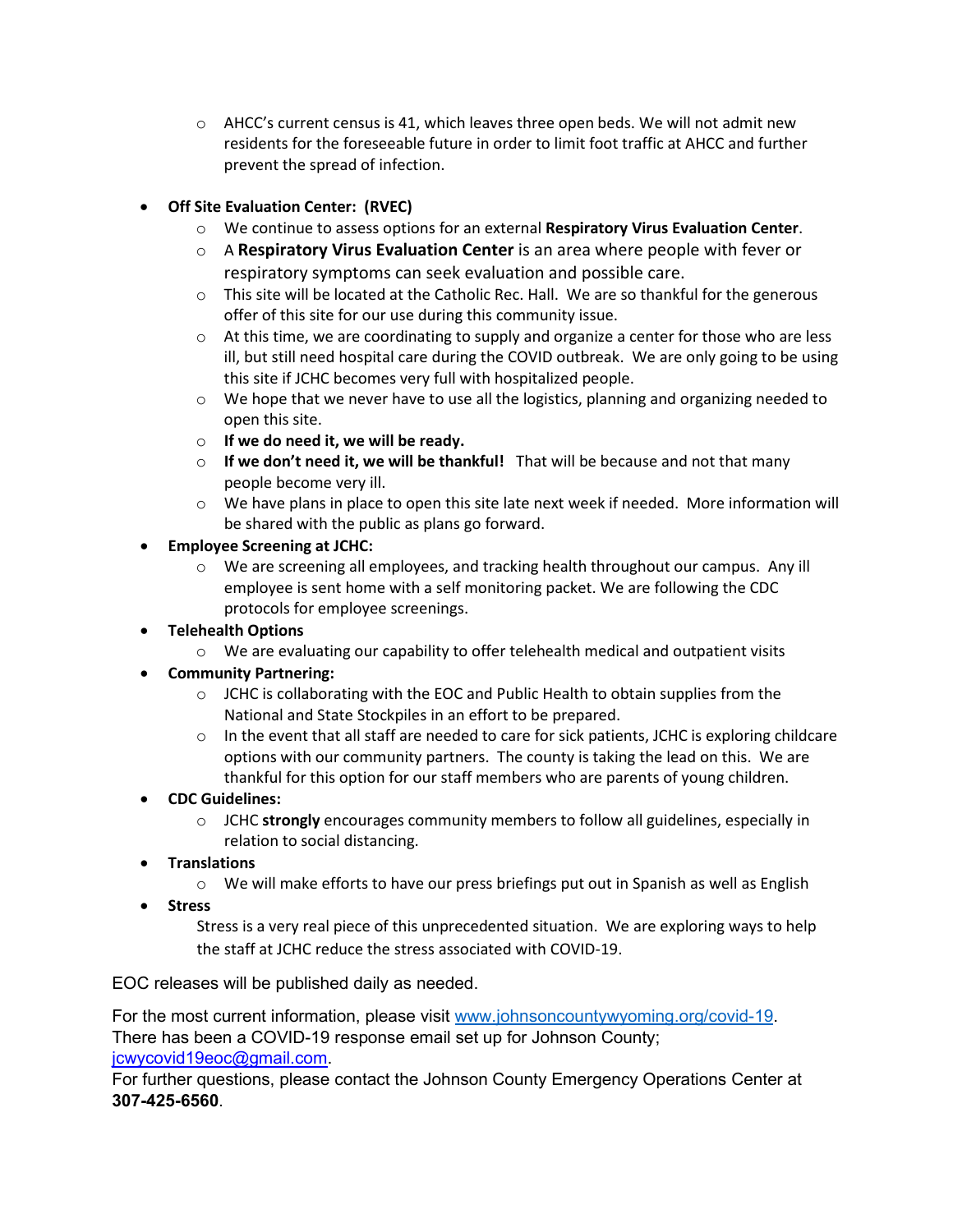- AHCC's current census is 41, which leaves three open beds. We will not admit new residents for the foreseeable future in order to limit foot traffic at AHCC and further prevent the spread of infection.

- **Off Site Evaluation Center: (RVEC)**
  - We continue to assess options for an external **Respiratory Virus Evaluation Center**.
  - A **Respiratory Virus Evaluation Center** is an area where people with fever or respiratory symptoms can seek evaluation and possible care.
  - This site will be located at the Catholic Rec. Hall. We are so thankful for the generous offer of this site for our use during this community issue.
  - At this time, we are coordinating to supply and organize a center for those who are less ill, but still need hospital care during the COVID outbreak. We are only going to be using this site if JCHC becomes very full with hospitalized people.
  - We hope that we never have to use all the logistics, planning and organizing needed to open this site.
  - **If we do need it, we will be ready.**
  - **If we don't need it, we will be thankful!** That will be because and not that many people become very ill.
  - We have plans in place to open this site late next week if needed. More information will be shared with the public as plans go forward.
- **Employee Screening at JCHC:**
  - We are screening all employees, and tracking health throughout our campus. Any ill employee is sent home with a self monitoring packet. We are following the CDC protocols for employee screenings.
- **Telehealth Options**
  - We are evaluating our capability to offer telehealth medical and outpatient visits
- **Community Partnering:**
  - JCHC is collaborating with the EOC and Public Health to obtain supplies from the National and State Stockpiles in an effort to be prepared.
  - In the event that all staff are needed to care for sick patients, JCHC is exploring childcare options with our community partners. The county is taking the lead on this. We are thankful for this option for our staff members who are parents of young children.
- **CDC Guidelines:**
  - JCHC **strongly** encourages community members to follow all guidelines, especially in relation to social distancing.
- **Translations**
  - We will make efforts to have our press briefings put out in Spanish as well as English
- **Stress**

  Stress is a very real piece of this unprecedented situation. We are exploring ways to help the staff at JCHC reduce the stress associated with COVID-19.

EOC releases will be published daily as needed.

For the most current information, please visit www.johnsoncountywyoming.org/covid-19.
There has been a COVID-19 response email set up for Johnson County; jcwycovid19eoc@gmail.com.
For further questions, please contact the Johnson County Emergency Operations Center at **307-425-6560**.